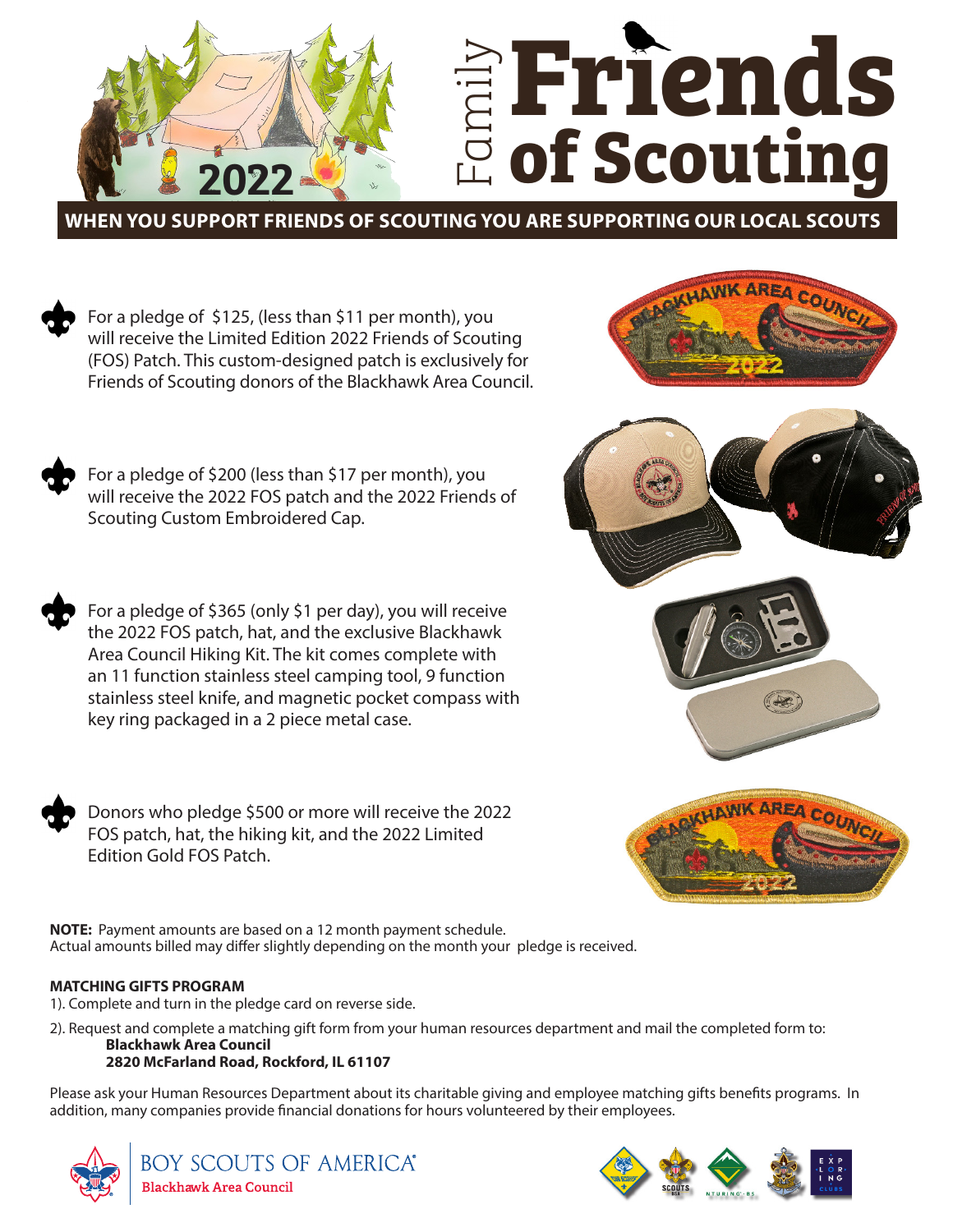# Family Friends of Scouting

2022

**WHEN YOU SUPPORT FRIENDS OF SCOUTING YOU ARE SUPPORTING OUR LOCAL SCOUTS**

- For a pledge of $125, (less than $11 per month), you will receive the Limited Edition 2022 Friends of Scouting (FOS) Patch. This custom-designed patch is exclusively for Friends of Scouting donors of the Blackhawk Area Council.

- For a pledge of $200 (less than $17 per month), you will receive the 2022 FOS patch and the 2022 Friends of Scouting Custom Embroidered Cap.

- For a pledge of $365 (only $1 per day), you will receive the 2022 FOS patch, hat, and the exclusive Blackhawk Area Council Hiking Kit. The kit comes complete with an 11 function stainless steel camping tool, 9 function stainless steel knife, and magnetic pocket compass with key ring packaged in a 2 piece metal case.

- Donors who pledge $500 or more will receive the 2022 FOS patch, hat, the hiking kit, and the 2022 Limited Edition Gold FOS Patch.

**NOTE:** Payment amounts are based on a 12 month payment schedule. Actual amounts billed may differ slightly depending on the month your pledge is received.

**MATCHING GIFTS PROGRAM**

1). Complete and turn in the pledge card on reverse side.

2). Request and complete a matching gift form from your human resources department and mail the completed form to:
**Blackhawk Area Council**
**2820 McFarland Road, Rockford, IL 61107**

Please ask your Human Resources Department about its charitable giving and employee matching gifts benefits programs. In addition, many companies provide financial donations for hours volunteered by their employees.

BOY SCOUTS OF AMERICA
Blackhawk Area Council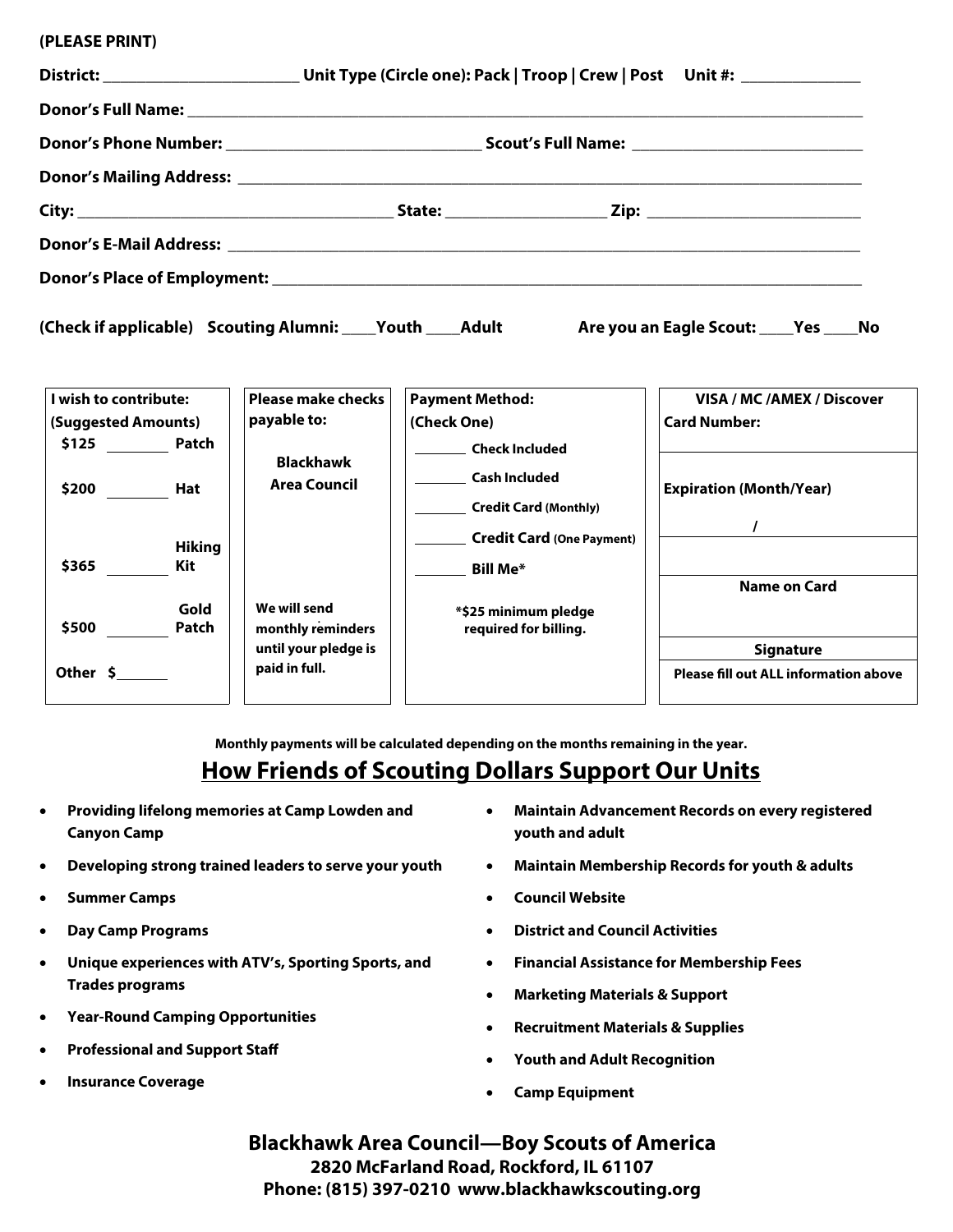**(PLEASE PRINT)**

**District:** ______________________ **Unit Type (Circle one): Pack | Troop | Crew | Post** **Unit #:** ______________

**Donor's Full Name:** ______________________________________________________________________

**Donor's Phone Number:** ____________________________ **Scout's Full Name:** __________________________

**Donor's Mailing Address:** ______________________________________________________________________

**City:** ____________________________________ **State:** ___________________ **Zip:** _________________________

**Donor's E-Mail Address:** ______________________________________________________________________

**Donor's Place of Employment:** ______________________________________________________________________

**(Check if applicable) Scouting Alumni: ____Youth ____Adult** **Are you an Eagle Scout: ____Yes ____No**

| I wish to contribute: (Suggested Amounts) | Please make checks payable to: | Payment Method: (Check One) | VISA / MC /AMEX / Discover |
|---|---|---|---|
| $125 ________ Patch | Blackhawk Area Council | ______ Check Included | Card Number: |
| $200 ________ Hat | | ______ Cash Included | |
| | | ______ Credit Card (Monthly) | Expiration (Month/Year) |
| $365 ________ Hiking Kit | | ______ Credit Card (One Payment) | / |
| | | ______ Bill Me* | |
| $500 ________ Gold Patch | We will send monthly reminders until your pledge is paid in full. | *$25 minimum pledge required for billing. | Name on Card |
| Other $______ | | | Signature |
| | | | Please fill out ALL information above |

**Monthly payments will be calculated depending on the months remaining in the year.**

## How Friends of Scouting Dollars Support Our Units

- **Providing lifelong memories at Camp Lowden and Canyon Camp**
- **Developing strong trained leaders to serve your youth**
- **Summer Camps**
- **Day Camp Programs**
- **Unique experiences with ATV's, Sporting Sports, and Trades programs**
- **Year-Round Camping Opportunities**
- **Professional and Support Staff**
- **Insurance Coverage**
- **Maintain Advancement Records on every registered youth and adult**
- **Maintain Membership Records for youth & adults**
- **Council Website**
- **District and Council Activities**
- **Financial Assistance for Membership Fees**
- **Marketing Materials & Support**
- **Recruitment Materials & Supplies**
- **Youth and Adult Recognition**
- **Camp Equipment**

**Blackhawk Area Council—Boy Scouts of America**
**2820 McFarland Road, Rockford, IL 61107**
**Phone: (815) 397-0210 www.blackhawkscouting.org**